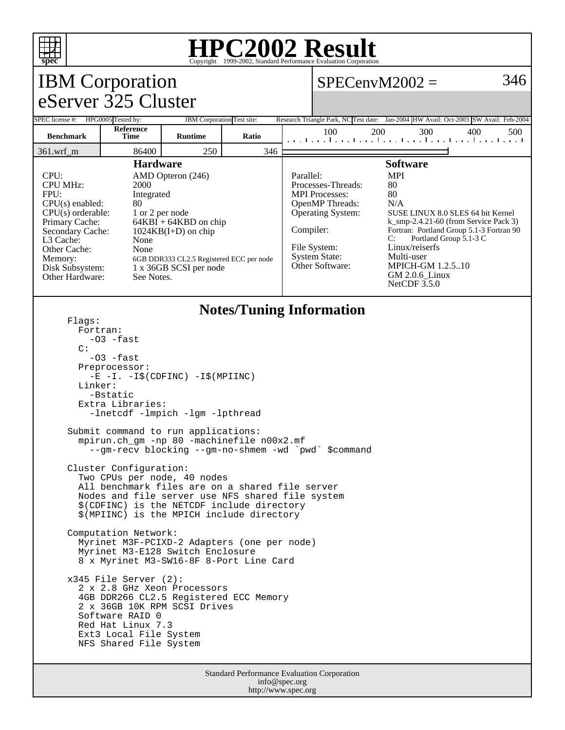# HPC2002 Result

Copyright 1999-2002, Standard Performance Evaluation Corporation

## IBM Corporation
## eServer 325 Cluster

**SPECenvM2002 = 346**

| SPEC license #: | HPG0005 | Tested by: | IBM Corporation | Test site: | Research Triangle Park, NC | Test date: | Jan-2004 | HW Avail: | Oct-2003 | SW Avail: | Feb-2004 |
|---|---|---|---|---|---|---|---|---|---|---|---|

| Benchmark | Reference Time | Runtime | Ratio |
|---|---|---|---|
| 361.wrf_m | 86400 | 250 | 346 |

### Hardware

| | |
|---|---|
| CPU: | AMD Opteron (246) |
| CPU MHz: | 2000 |
| FPU: | Integrated |
| CPU(s) enabled: | 80 |
| CPU(s) orderable: | 1 or 2 per node |
| Primary Cache: | 64KBI + 64KBD on chip |
| Secondary Cache: | 1024KB(I+D) on chip |
| L3 Cache: | None |
| Other Cache: | None |
| Memory: | 6GB DDR333 CL2.5 Registered ECC per node |
| Disk Subsystem: | 1 x 36GB SCSI per node |
| Other Hardware: | See Notes. |

### Software

| | |
|---|---|
| Parallel: | MPI |
| Processes-Threads: | 80 |
| MPI Processes: | 80 |
| OpenMP Threads: | N/A |
| Operating System: | SUSE LINUX 8.0 SLES 64 bit Kernel k_smp-2.4.21-60 (from Service Pack 3) |
| Compiler: | Fortran: Portland Group 5.1-3 Fortran 90<br>C: Portland Group 5.1-3 C |
| File System: | Linux/reiserfs |
| System State: | Multi-user |
| Other Software: | MPICH-GM 1.2.5..10<br>GM 2.0.6_Linux<br>NetCDF 3.5.0 |

### Notes/Tuning Information

```
Flags:
  Fortran:
    -O3 -fast
  C:
    -O3 -fast
  Preprocessor:
    -E -I. -I$(CDFINC) -I$(MPIINC)
  Linker:
    -Bstatic
  Extra Libraries:
    -lnetcdf -lmpich -lgm -lpthread

Submit command to run applications:
  mpirun.ch_gm -np 80 -machinefile n00x2.mf
    --gm-recv blocking --gm-no-shmem -wd `pwd` $command

Cluster Configuration:
  Two CPUs per node, 40 nodes
  All benchmark files are on a shared file server
  Nodes and file server use NFS shared file system
  $(CDFINC) is the NETCDF include directory
  $(MPIINC) is the MPICH include directory

Computation Network:
  Myrinet M3F-PCIXD-2 Adapters (one per node)
  Myrinet M3-E128 Switch Enclosure
  8 x Myrinet M3-SW16-8F 8-Port Line Card

x345 File Server (2):
  2 x 2.8 GHz Xeon Processors
  4GB DDR266 CL2.5 Registered ECC Memory
  2 x 36GB 10K RPM SCSI Drives
  Software RAID 0
  Red Hat Linux 7.3
  Ext3 Local File System
  NFS Shared File System
```

Standard Performance Evaluation Corporation
info@spec.org
http://www.spec.org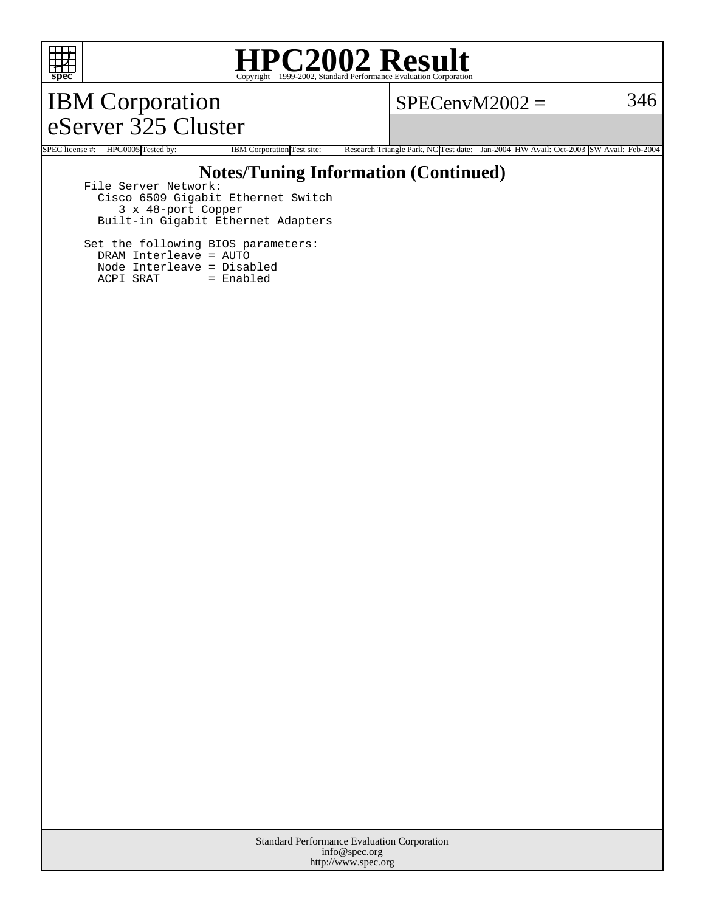# HPC2002 Result

Copyright 1999-2002, Standard Performance Evaluation Corporation

## IBM Corporation
## eServer 325 Cluster

SPECenvM2002 = 346

| SPEC license #: | HPG0005 | Tested by: | IBM Corporation | Test site: | Research Triangle Park, NC | Test date: | Jan-2004 | HW Avail: | Oct-2003 | SW Avail: | Feb-2004 |
|---|---|---|---|---|---|---|---|---|---|---|---|

### Notes/Tuning Information (Continued)

```
File Server Network:
  Cisco 6509 Gigabit Ethernet Switch
     3 x 48-port Copper
  Built-in Gigabit Ethernet Adapters

Set the following BIOS parameters:
  DRAM Interleave = AUTO
  Node Interleave = Disabled
  ACPI SRAT       = Enabled
```

Standard Performance Evaluation Corporation
info@spec.org
http://www.spec.org